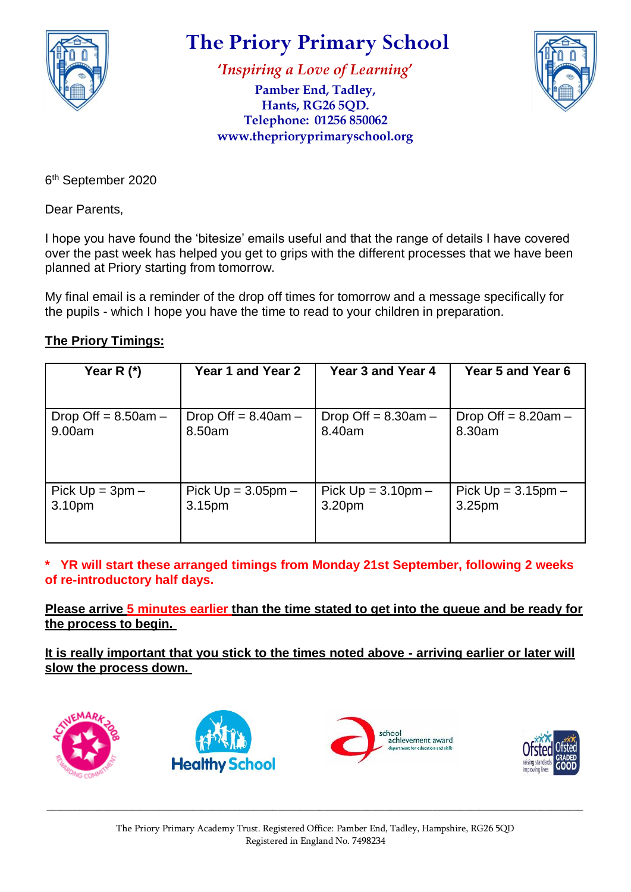# The Priory Primary School

*'Inspiring a Love of Learning'*

**Pamber End, Tadley,**
**Hants, RG26 5QD.**
**Telephone: 01256 850062**
**www.theprioryprimaryschool.org**

6th September 2020

Dear Parents,

I hope you have found the 'bitesize' emails useful and that the range of details I have covered over the past week has helped you get to grips with the different processes that we have been planned at Priory starting from tomorrow.

My final email is a reminder of the drop off times for tomorrow and a message specifically for the pupils - which I hope you have the time to read to your children in preparation.

**The Priory Timings:**

| Year R (*) | Year 1 and Year 2 | Year 3 and Year 4 | Year 5 and Year 6 |
|---|---|---|---|
| Drop Off = 8.50am – 9.00am | Drop Off = 8.40am – 8.50am | Drop Off = 8.30am – 8.40am | Drop Off = 8.20am – 8.30am |
| Pick Up = 3pm – 3.10pm | Pick Up = 3.05pm – 3.15pm | Pick Up = 3.10pm – 3.20pm | Pick Up = 3.15pm – 3.25pm |

**\* YR will start these arranged timings from Monday 21st September, following 2 weeks of re-introductory half days.**

**Please arrive 5 minutes earlier than the time stated to get into the queue and be ready for the process to begin.**

**It is really important that you stick to the times noted above - arriving earlier or later will slow the process down.**

The Priory Primary Academy Trust. Registered Office: Pamber End, Tadley, Hampshire, RG26 5QD
Registered in England No. 7498234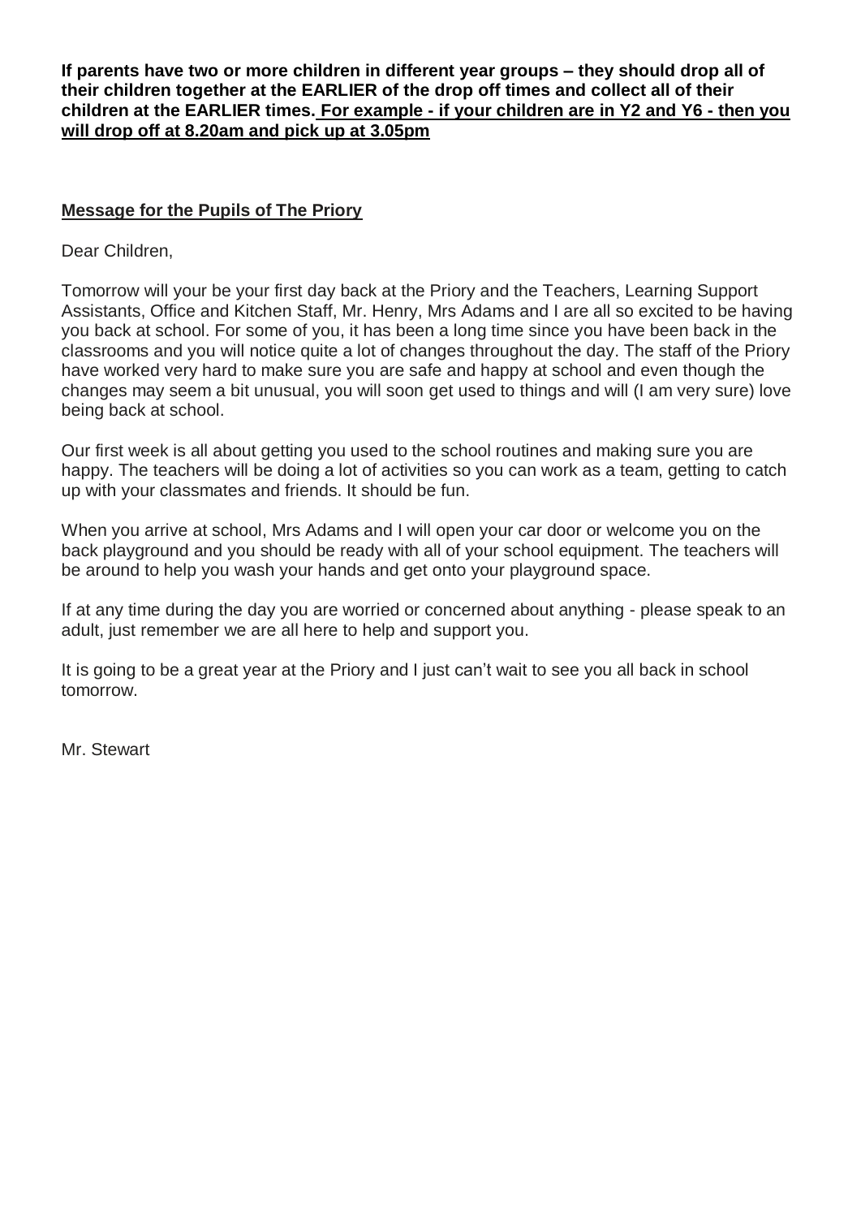**If parents have two or more children in different year groups – they should drop all of their children together at the EARLIER of the drop off times and collect all of their children at the EARLIER times. <u>For example - if your children are in Y2 and Y6 - then you will drop off at 8.20am and pick up at 3.05pm</u>**

## **<u>Message for the Pupils of The Priory</u>**

Dear Children,

Tomorrow will your be your first day back at the Priory and the Teachers, Learning Support Assistants, Office and Kitchen Staff, Mr. Henry, Mrs Adams and I are all so excited to be having you back at school. For some of you, it has been a long time since you have been back in the classrooms and you will notice quite a lot of changes throughout the day. The staff of the Priory have worked very hard to make sure you are safe and happy at school and even though the changes may seem a bit unusual, you will soon get used to things and will (I am very sure) love being back at school.

Our first week is all about getting you used to the school routines and making sure you are happy. The teachers will be doing a lot of activities so you can work as a team, getting to catch up with your classmates and friends. It should be fun.

When you arrive at school, Mrs Adams and I will open your car door or welcome you on the back playground and you should be ready with all of your school equipment. The teachers will be around to help you wash your hands and get onto your playground space.

If at any time during the day you are worried or concerned about anything - please speak to an adult, just remember we are all here to help and support you.

It is going to be a great year at the Priory and I just can't wait to see you all back in school tomorrow.

Mr. Stewart